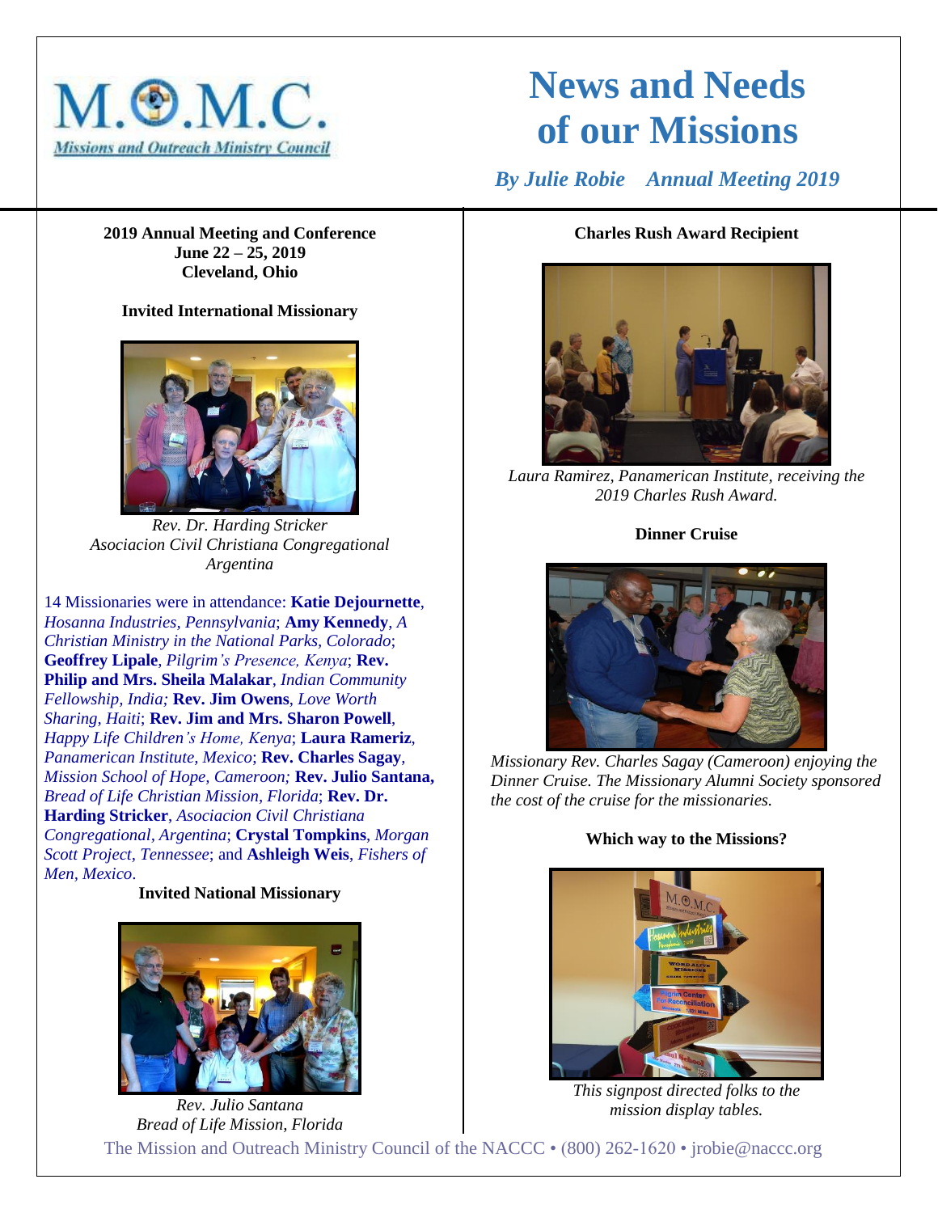M.✠.M.C.

*Missions and Outreach Ministry Council*

# News and Needs of our Missions

*By Julie Robie Annual Meeting 2019*

**2019 Annual Meeting and Conference**
**June 22 – 25, 2019**
**Cleveland, Ohio**

**Invited International Missionary**

*Rev. Dr. Harding Stricker*
*Asociacion Civil Christiana Congregational*
*Argentina*

14 Missionaries were in attendance: **Katie Dejournette**, *Hosanna Industries, Pennsylvania*; **Amy Kennedy**, *A Christian Ministry in the National Parks, Colorado*; **Geoffrey Lipale**, *Pilgrim's Presence, Kenya*; **Rev. Philip and Mrs. Sheila Malakar**, *Indian Community Fellowship, India;* **Rev. Jim Owens**, *Love Worth Sharing, Haiti*; **Rev. Jim and Mrs. Sharon Powell**, *Happy Life Children's Home, Kenya*; **Laura Rameriz**, *Panamerican Institute, Mexico*; **Rev. Charles Sagay**, *Mission School of Hope, Cameroon;* **Rev. Julio Santana,** *Bread of Life Christian Mission, Florida*; **Rev. Dr. Harding Stricker**, *Asociacion Civil Christiana Congregational, Argentina*; **Crystal Tompkins**, *Morgan Scott Project, Tennessee*; and **Ashleigh Weis**, *Fishers of Men, Mexico*.

**Invited National Missionary**

*Rev. Julio Santana*
*Bread of Life Mission, Florida*

**Charles Rush Award Recipient**

*Laura Ramirez, Panamerican Institute, receiving the 2019 Charles Rush Award.*

**Dinner Cruise**

*Missionary Rev. Charles Sagay (Cameroon) enjoying the Dinner Cruise. The Missionary Alumni Society sponsored the cost of the cruise for the missionaries.*

**Which way to the Missions?**

*This signpost directed folks to the mission display tables.*

The Mission and Outreach Ministry Council of the NACCC • (800) 262-1620 • jrobie@naccc.org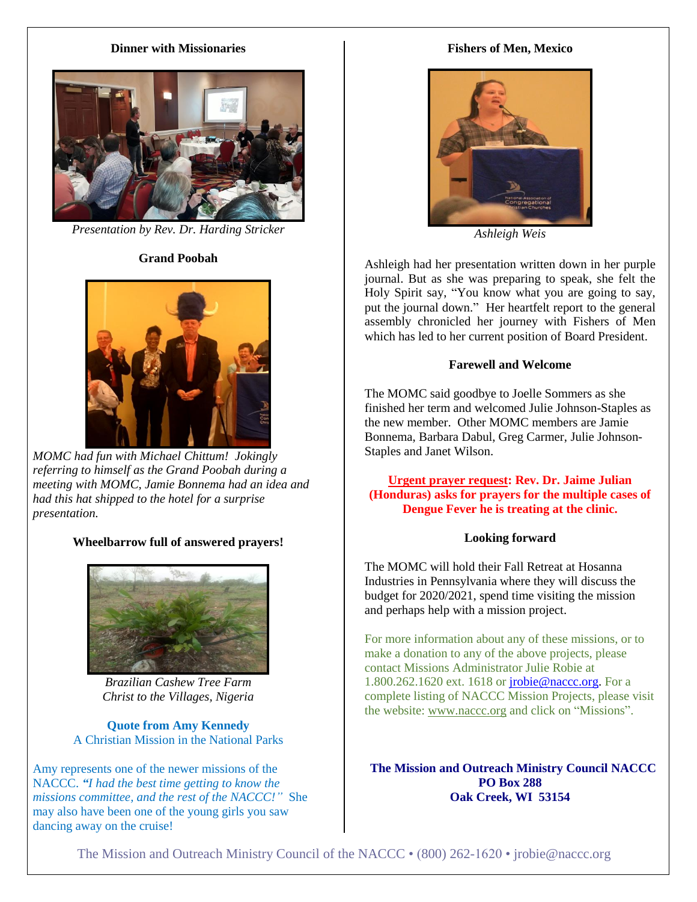### Dinner with Missionaries

*Presentation by Rev. Dr. Harding Stricker*

### Grand Poobah

*MOMC had fun with Michael Chittum! Jokingly referring to himself as the Grand Poobah during a meeting with MOMC, Jamie Bonnema had an idea and had this hat shipped to the hotel for a surprise presentation.*

### Wheelbarrow full of answered prayers!

*Brazilian Cashew Tree Farm*
*Christ to the Villages, Nigeria*

**Quote from Amy Kennedy**
A Christian Mission in the National Parks

Amy represents one of the newer missions of the NACCC. ***"I had the best time getting to know the missions committee, and the rest of the NACCC!"*** She may also have been one of the young girls you saw dancing away on the cruise!

### Fishers of Men, Mexico

*Ashleigh Weis*

Ashleigh had her presentation written down in her purple journal. But as she was preparing to speak, she felt the Holy Spirit say, "You know what you are going to say, put the journal down." Her heartfelt report to the general assembly chronicled her journey with Fishers of Men which has led to her current position of Board President.

### Farewell and Welcome

The MOMC said goodbye to Joelle Sommers as she finished her term and welcomed Julie Johnson-Staples as the new member. Other MOMC members are Jamie Bonnema, Barbara Dabul, Greg Carmer, Julie Johnson-Staples and Janet Wilson.

**Urgent prayer request: Rev. Dr. Jaime Julian (Honduras) asks for prayers for the multiple cases of Dengue Fever he is treating at the clinic.**

### Looking forward

The MOMC will hold their Fall Retreat at Hosanna Industries in Pennsylvania where they will discuss the budget for 2020/2021, spend time visiting the mission and perhaps help with a mission project.

For more information about any of these missions, or to make a donation to any of the above projects, please contact Missions Administrator Julie Robie at 1.800.262.1620 ext. 1618 or jrobie@naccc.org. For a complete listing of NACCC Mission Projects, please visit the website: www.naccc.org and click on "Missions".

**The Mission and Outreach Ministry Council NACCC**
**PO Box 288**
**Oak Creek, WI 53154**

The Mission and Outreach Ministry Council of the NACCC • (800) 262-1620 • jrobie@naccc.org